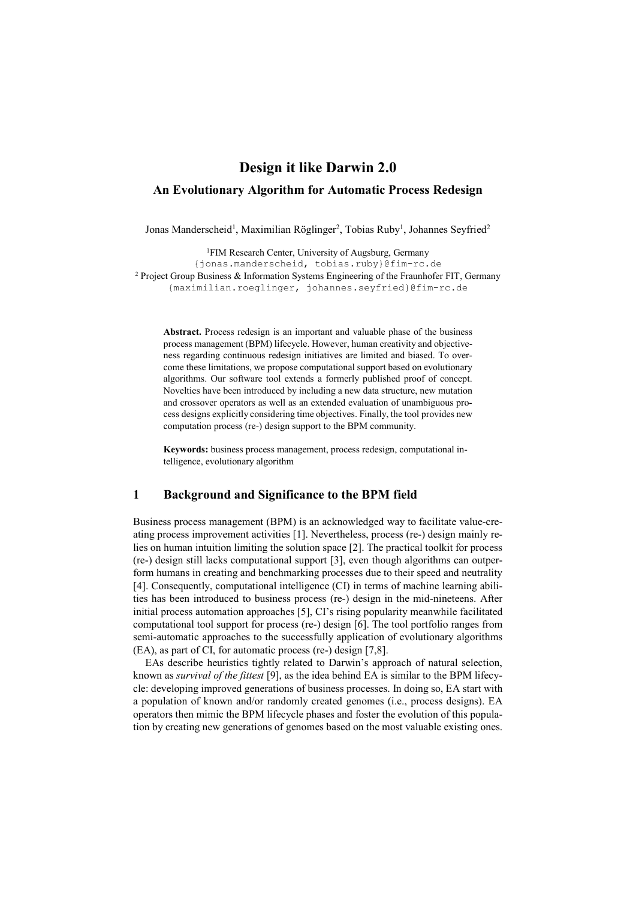# Design it like Darwin 2.0

## An Evolutionary Algorithm for Automatic Process Redesign

Jonas Manderscheid[1], Maximilian Röglinger[2], Tobias Ruby[1], Johannes Seyfried[2]

[1]FIM Research Center, University of Augsburg, Germany
{jonas.manderscheid, tobias.ruby}@fim-rc.de
[2] Project Group Business & Information Systems Engineering of the Fraunhofer FIT, Germany
{maximilian.roeglinger, johannes.seyfried}@fim-rc.de

**Abstract.** Process redesign is an important and valuable phase of the business process management (BPM) lifecycle. However, human creativity and objectiveness regarding continuous redesign initiatives are limited and biased. To overcome these limitations, we propose computational support based on evolutionary algorithms. Our software tool extends a formerly published proof of concept. Novelties have been introduced by including a new data structure, new mutation and crossover operators as well as an extended evaluation of unambiguous process designs explicitly considering time objectives. Finally, the tool provides new computation process (re-) design support to the BPM community.

**Keywords:** business process management, process redesign, computational intelligence, evolutionary algorithm

## 1 Background and Significance to the BPM field

Business process management (BPM) is an acknowledged way to facilitate value-creating process improvement activities [1]. Nevertheless, process (re-) design mainly relies on human intuition limiting the solution space [2]. The practical toolkit for process (re-) design still lacks computational support [3], even though algorithms can outperform humans in creating and benchmarking processes due to their speed and neutrality [4]. Consequently, computational intelligence (CI) in terms of machine learning abilities has been introduced to business process (re-) design in the mid-nineteens. After initial process automation approaches [5], CI's rising popularity meanwhile facilitated computational tool support for process (re-) design [6]. The tool portfolio ranges from semi-automatic approaches to the successfully application of evolutionary algorithms (EA), as part of CI, for automatic process (re-) design [7,8].

EAs describe heuristics tightly related to Darwin's approach of natural selection, known as *survival of the fittest* [9], as the idea behind EA is similar to the BPM lifecycle: developing improved generations of business processes. In doing so, EA start with a population of known and/or randomly created genomes (i.e., process designs). EA operators then mimic the BPM lifecycle phases and foster the evolution of this population by creating new generations of genomes based on the most valuable existing ones.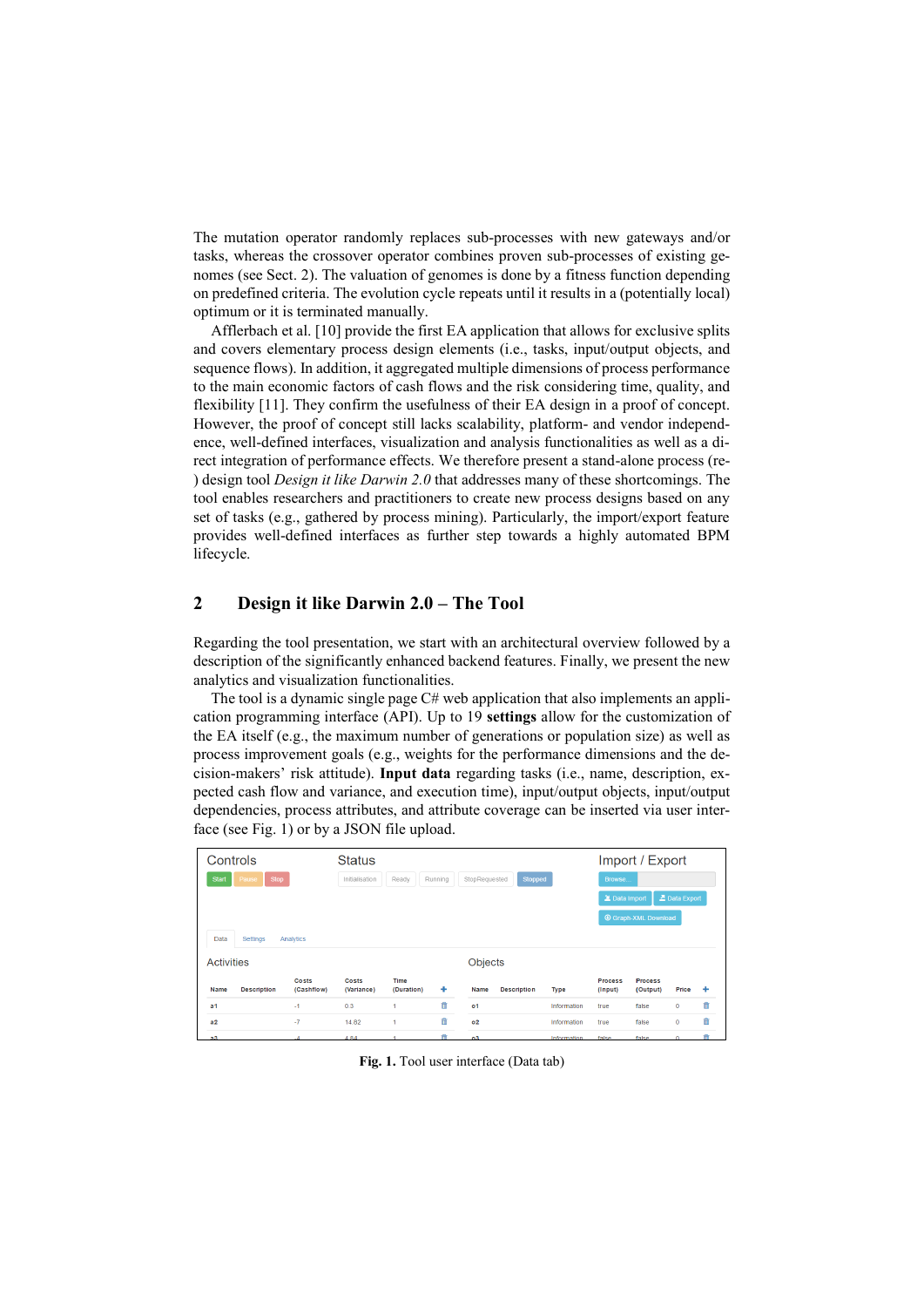The mutation operator randomly replaces sub-processes with new gateways and/or tasks, whereas the crossover operator combines proven sub-processes of existing genomes (see Sect. 2). The valuation of genomes is done by a fitness function depending on predefined criteria. The evolution cycle repeats until it results in a (potentially local) optimum or it is terminated manually.

Afflerbach et al. [10] provide the first EA application that allows for exclusive splits and covers elementary process design elements (i.e., tasks, input/output objects, and sequence flows). In addition, it aggregated multiple dimensions of process performance to the main economic factors of cash flows and the risk considering time, quality, and flexibility [11]. They confirm the usefulness of their EA design in a proof of concept. However, the proof of concept still lacks scalability, platform- and vendor independence, well-defined interfaces, visualization and analysis functionalities as well as a direct integration of performance effects. We therefore present a stand-alone process (re-) design tool *Design it like Darwin 2.0* that addresses many of these shortcomings. The tool enables researchers and practitioners to create new process designs based on any set of tasks (e.g., gathered by process mining). Particularly, the import/export feature provides well-defined interfaces as further step towards a highly automated BPM lifecycle.

## 2 Design it like Darwin 2.0 – The Tool

Regarding the tool presentation, we start with an architectural overview followed by a description of the significantly enhanced backend features. Finally, we present the new analytics and visualization functionalities.

The tool is a dynamic single page C# web application that also implements an application programming interface (API). Up to 19 **settings** allow for the customization of the EA itself (e.g., the maximum number of generations or population size) as well as process improvement goals (e.g., weights for the performance dimensions and the decision-makers' risk attitude). **Input data** regarding tasks (i.e., name, description, expected cash flow and variance, and execution time), input/output objects, input/output dependencies, process attributes, and attribute coverage can be inserted via user interface (see Fig. 1) or by a JSON file upload.

**Fig. 1.** Tool user interface (Data tab)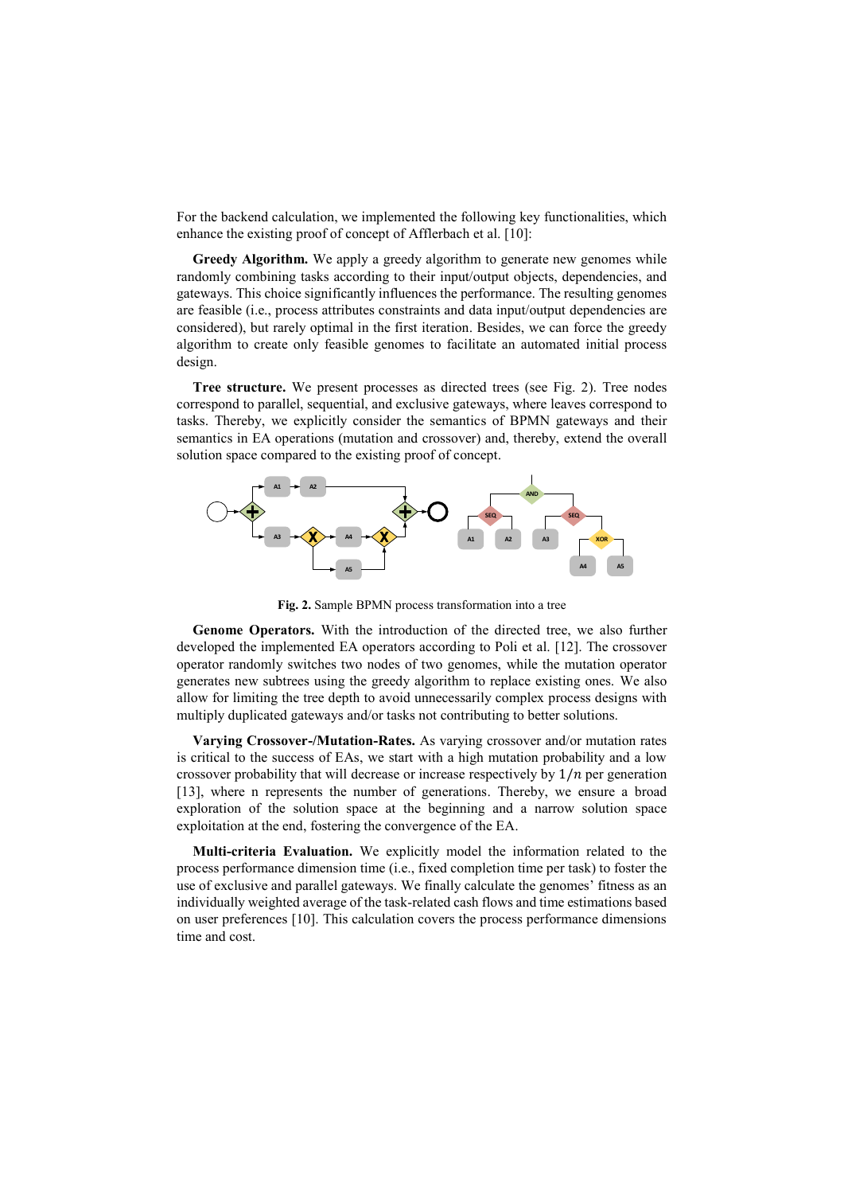For the backend calculation, we implemented the following key functionalities, which enhance the existing proof of concept of Afflerbach et al. [10]:

**Greedy Algorithm.** We apply a greedy algorithm to generate new genomes while randomly combining tasks according to their input/output objects, dependencies, and gateways. This choice significantly influences the performance. The resulting genomes are feasible (i.e., process attributes constraints and data input/output dependencies are considered), but rarely optimal in the first iteration. Besides, we can force the greedy algorithm to create only feasible genomes to facilitate an automated initial process design.

**Tree structure.** We present processes as directed trees (see Fig. 2). Tree nodes correspond to parallel, sequential, and exclusive gateways, where leaves correspond to tasks. Thereby, we explicitly consider the semantics of BPMN gateways and their semantics in EA operations (mutation and crossover) and, thereby, extend the overall solution space compared to the existing proof of concept.

**Fig. 2.** Sample BPMN process transformation into a tree

**Genome Operators.** With the introduction of the directed tree, we also further developed the implemented EA operators according to Poli et al. [12]. The crossover operator randomly switches two nodes of two genomes, while the mutation operator generates new subtrees using the greedy algorithm to replace existing ones. We also allow for limiting the tree depth to avoid unnecessarily complex process designs with multiply duplicated gateways and/or tasks not contributing to better solutions.

**Varying Crossover-/Mutation-Rates.** As varying crossover and/or mutation rates is critical to the success of EAs, we start with a high mutation probability and a low crossover probability that will decrease or increase respectively by $1/n$ per generation [13], where n represents the number of generations. Thereby, we ensure a broad exploration of the solution space at the beginning and a narrow solution space exploitation at the end, fostering the convergence of the EA.

**Multi-criteria Evaluation.** We explicitly model the information related to the process performance dimension time (i.e., fixed completion time per task) to foster the use of exclusive and parallel gateways. We finally calculate the genomes' fitness as an individually weighted average of the task-related cash flows and time estimations based on user preferences [10]. This calculation covers the process performance dimensions time and cost.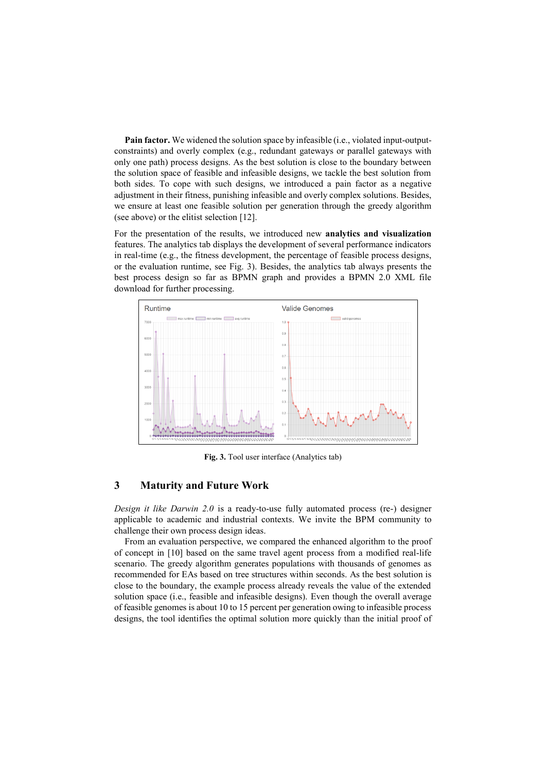**Pain factor.** We widened the solution space by infeasible (i.e., violated input-output-constraints) and overly complex (e.g., redundant gateways or parallel gateways with only one path) process designs. As the best solution is close to the boundary between the solution space of feasible and infeasible designs, we tackle the best solution from both sides. To cope with such designs, we introduced a pain factor as a negative adjustment in their fitness, punishing infeasible and overly complex solutions. Besides, we ensure at least one feasible solution per generation through the greedy algorithm (see above) or the elitist selection [12].

For the presentation of the results, we introduced new **analytics and visualization** features. The analytics tab displays the development of several performance indicators in real-time (e.g., the fitness development, the percentage of feasible process designs, or the evaluation runtime, see Fig. 3). Besides, the analytics tab always presents the best process design so far as BPMN graph and provides a BPMN 2.0 XML file download for further processing.

**Fig. 3.** Tool user interface (Analytics tab)

## 3 Maturity and Future Work

*Design it like Darwin 2.0* is a ready-to-use fully automated process (re-) designer applicable to academic and industrial contexts. We invite the BPM community to challenge their own process design ideas.

From an evaluation perspective, we compared the enhanced algorithm to the proof of concept in [10] based on the same travel agent process from a modified real-life scenario. The greedy algorithm generates populations with thousands of genomes as recommended for EAs based on tree structures within seconds. As the best solution is close to the boundary, the example process already reveals the value of the extended solution space (i.e., feasible and infeasible designs). Even though the overall average of feasible genomes is about 10 to 15 percent per generation owing to infeasible process designs, the tool identifies the optimal solution more quickly than the initial proof of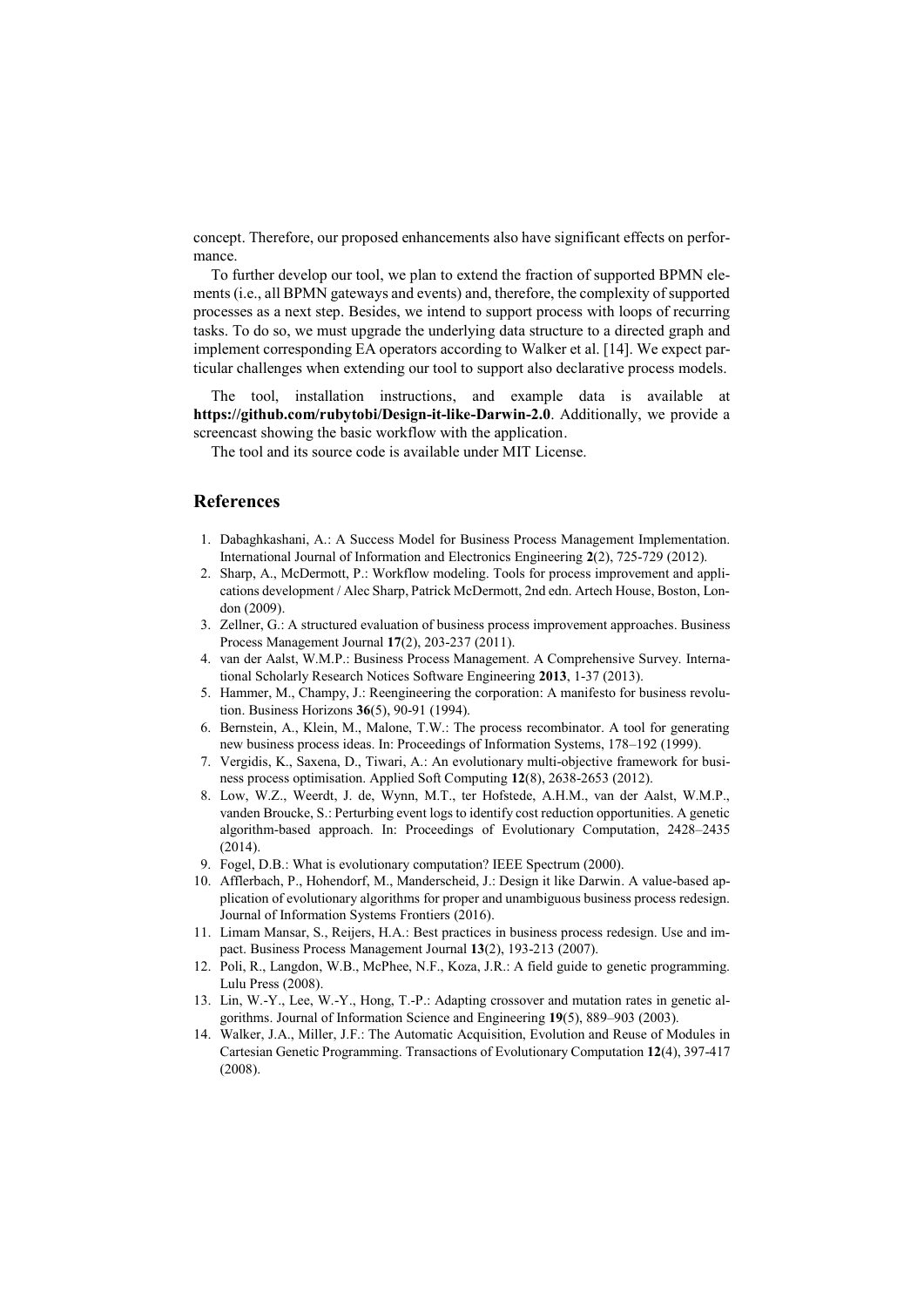concept. Therefore, our proposed enhancements also have significant effects on performance.

To further develop our tool, we plan to extend the fraction of supported BPMN elements (i.e., all BPMN gateways and events) and, therefore, the complexity of supported processes as a next step. Besides, we intend to support process with loops of recurring tasks. To do so, we must upgrade the underlying data structure to a directed graph and implement corresponding EA operators according to Walker et al. [14]. We expect particular challenges when extending our tool to support also declarative process models.

The tool, installation instructions, and example data is available at **https://github.com/rubytobi/Design-it-like-Darwin-2.0**. Additionally, we provide a screencast showing the basic workflow with the application.

The tool and its source code is available under MIT License.

## References

1. Dabaghkashani, A.: A Success Model for Business Process Management Implementation. International Journal of Information and Electronics Engineering **2**(2), 725-729 (2012).
2. Sharp, A., McDermott, P.: Workflow modeling. Tools for process improvement and applications development / Alec Sharp, Patrick McDermott, 2nd edn. Artech House, Boston, London (2009).
3. Zellner, G.: A structured evaluation of business process improvement approaches. Business Process Management Journal **17**(2), 203-237 (2011).
4. van der Aalst, W.M.P.: Business Process Management. A Comprehensive Survey. International Scholarly Research Notices Software Engineering **2013**, 1-37 (2013).
5. Hammer, M., Champy, J.: Reengineering the corporation: A manifesto for business revolution. Business Horizons **36**(5), 90-91 (1994).
6. Bernstein, A., Klein, M., Malone, T.W.: The process recombinator. A tool for generating new business process ideas. In: Proceedings of Information Systems, 178–192 (1999).
7. Vergidis, K., Saxena, D., Tiwari, A.: An evolutionary multi-objective framework for business process optimisation. Applied Soft Computing **12**(8), 2638-2653 (2012).
8. Low, W.Z., Weerdt, J. de, Wynn, M.T., ter Hofstede, A.H.M., van der Aalst, W.M.P., vanden Broucke, S.: Perturbing event logs to identify cost reduction opportunities. A genetic algorithm-based approach. In: Proceedings of Evolutionary Computation, 2428–2435 (2014).
9. Fogel, D.B.: What is evolutionary computation? IEEE Spectrum (2000).
10. Afflerbach, P., Hohendorf, M., Manderscheid, J.: Design it like Darwin. A value-based application of evolutionary algorithms for proper and unambiguous business process redesign. Journal of Information Systems Frontiers (2016).
11. Limam Mansar, S., Reijers, H.A.: Best practices in business process redesign. Use and impact. Business Process Management Journal **13**(2), 193-213 (2007).
12. Poli, R., Langdon, W.B., McPhee, N.F., Koza, J.R.: A field guide to genetic programming. Lulu Press (2008).
13. Lin, W.-Y., Lee, W.-Y., Hong, T.-P.: Adapting crossover and mutation rates in genetic algorithms. Journal of Information Science and Engineering **19**(5), 889–903 (2003).
14. Walker, J.A., Miller, J.F.: The Automatic Acquisition, Evolution and Reuse of Modules in Cartesian Genetic Programming. Transactions of Evolutionary Computation **12**(4), 397-417 (2008).